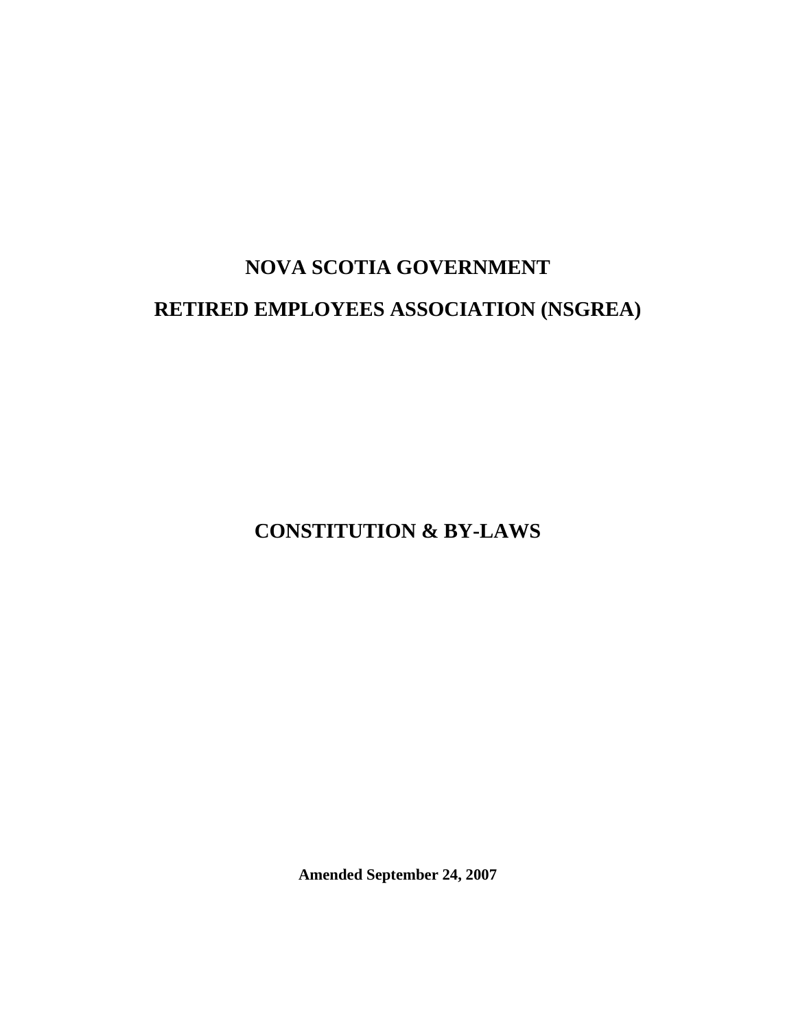# NOVA SCOTIA GOVERNMENT

# RETIRED EMPLOYEES ASSOCIATION (NSGREA)

## CONSTITUTION & BY-LAWS

**Amended September 24, 2007**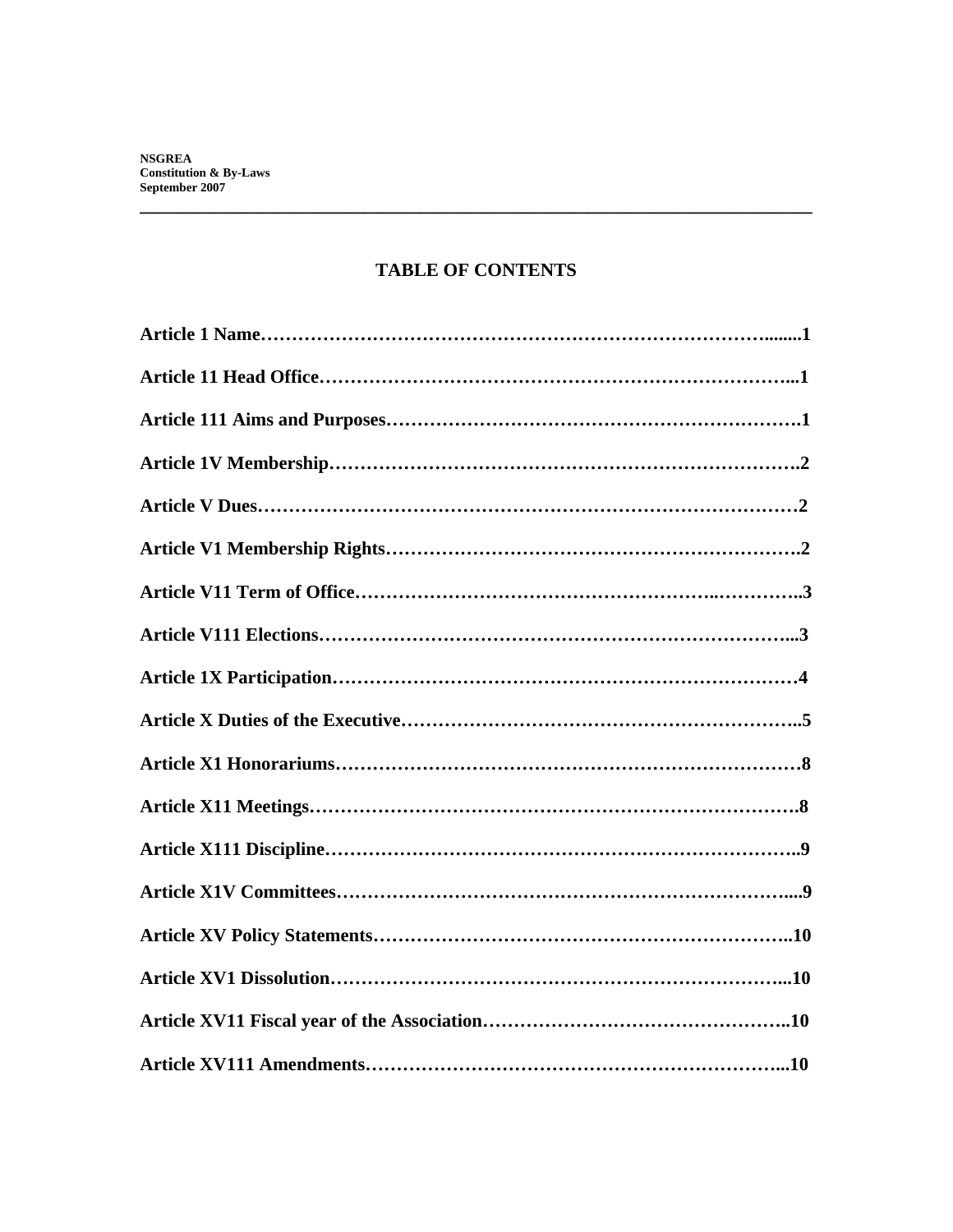NSGREA
Constitution & By-Laws
September 2007

## TABLE OF CONTENTS

**Article 1 Name……………………………………………………………………........1**

**Article 11 Head Office…………………………………………………………………...1**

**Article 111 Aims and Purposes……………………………………………………….1**

**Article 1V Membership……………………………………………………………….2**

**Article V Dues…………………………………………………………………………2**

**Article V1 Membership Rights……………………………………………………….2**

**Article V11 Term of Office……………………………………………..…………..3**

**Article V111 Elections……………………………………………………………...3**

**Article 1X Participation………………………………………………………………4**

**Article X Duties of the Executive……………………………………………………..5**

**Article X1 Honorariums………………………………………………………………8**

**Article X11 Meetings…………………………………………………………………8**

**Article X111 Discipline………………………………………………………………..9**

**Article X1V Committees……………………………………………………………....9**

**Article XV Policy Statements………………………………………………………..10**

**Article XV1 Dissolution……………………………………………………………...10**

**Article XV11 Fiscal year of the Association………………………………………..10**

**Article XV111 Amendments………………………………………………………...10**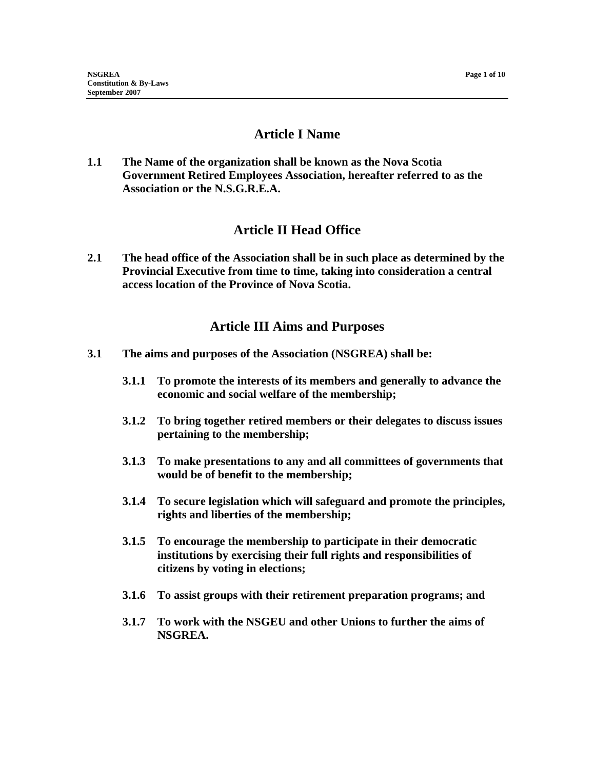## Article I Name

**1.1 The Name of the organization shall be known as the Nova Scotia Government Retired Employees Association, hereafter referred to as the Association or the N.S.G.R.E.A.**

## Article II Head Office

**2.1 The head office of the Association shall be in such place as determined by the Provincial Executive from time to time, taking into consideration a central access location of the Province of Nova Scotia.**

## Article III Aims and Purposes

**3.1 The aims and purposes of the Association (NSGREA) shall be:**

**3.1.1 To promote the interests of its members and generally to advance the economic and social welfare of the membership;**

**3.1.2 To bring together retired members or their delegates to discuss issues pertaining to the membership;**

**3.1.3 To make presentations to any and all committees of governments that would be of benefit to the membership;**

**3.1.4 To secure legislation which will safeguard and promote the principles, rights and liberties of the membership;**

**3.1.5 To encourage the membership to participate in their democratic institutions by exercising their full rights and responsibilities of citizens by voting in elections;**

**3.1.6 To assist groups with their retirement preparation programs; and**

**3.1.7 To work with the NSGEU and other Unions to further the aims of NSGREA.**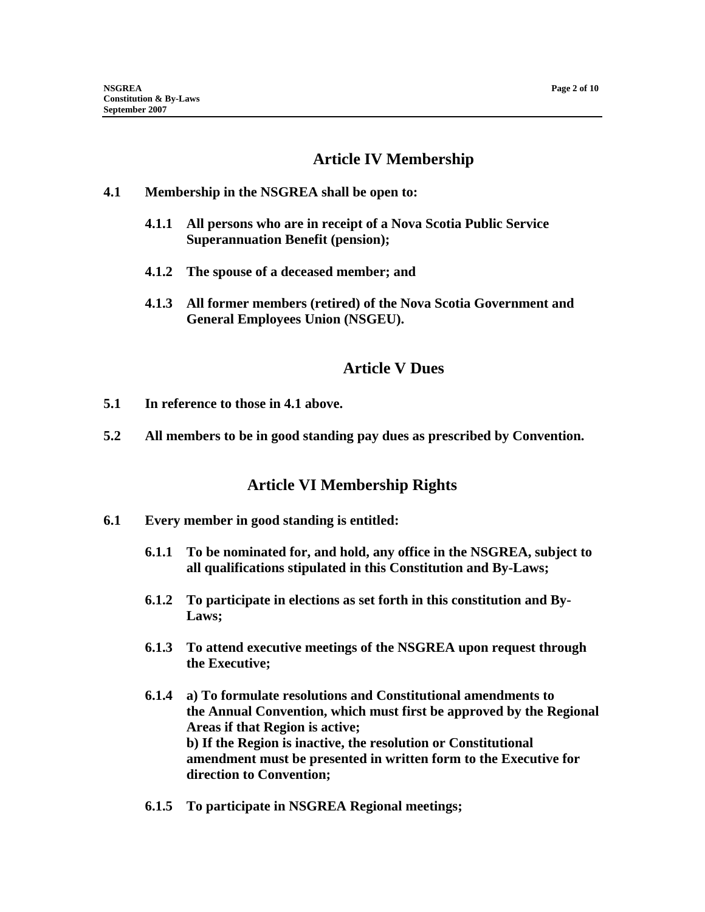## Article IV Membership

**4.1 Membership in the NSGREA shall be open to:**

**4.1.1 All persons who are in receipt of a Nova Scotia Public Service Superannuation Benefit (pension);**

**4.1.2 The spouse of a deceased member; and**

**4.1.3 All former members (retired) of the Nova Scotia Government and General Employees Union (NSGEU).**

## Article V Dues

**5.1 In reference to those in 4.1 above.**

**5.2 All members to be in good standing pay dues as prescribed by Convention.**

## Article VI Membership Rights

**6.1 Every member in good standing is entitled:**

**6.1.1 To be nominated for, and hold, any office in the NSGREA, subject to all qualifications stipulated in this Constitution and By-Laws;**

**6.1.2 To participate in elections as set forth in this constitution and By-Laws;**

**6.1.3 To attend executive meetings of the NSGREA upon request through the Executive;**

**6.1.4 a) To formulate resolutions and Constitutional amendments to the Annual Convention, which must first be approved by the Regional Areas if that Region is active;**
**b) If the Region is inactive, the resolution or Constitutional amendment must be presented in written form to the Executive for direction to Convention;**

**6.1.5 To participate in NSGREA Regional meetings;**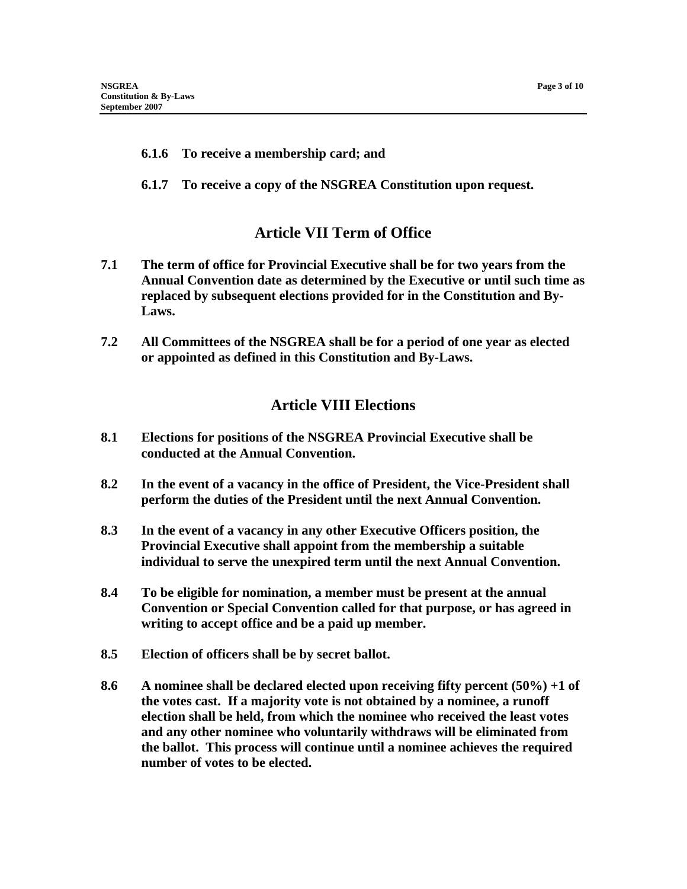**6.1.6 To receive a membership card; and**

**6.1.7 To receive a copy of the NSGREA Constitution upon request.**

## Article VII Term of Office

**7.1 The term of office for Provincial Executive shall be for two years from the Annual Convention date as determined by the Executive or until such time as replaced by subsequent elections provided for in the Constitution and By-Laws.**

**7.2 All Committees of the NSGREA shall be for a period of one year as elected or appointed as defined in this Constitution and By-Laws.**

## Article VIII Elections

**8.1 Elections for positions of the NSGREA Provincial Executive shall be conducted at the Annual Convention.**

**8.2 In the event of a vacancy in the office of President, the Vice-President shall perform the duties of the President until the next Annual Convention.**

**8.3 In the event of a vacancy in any other Executive Officers position, the Provincial Executive shall appoint from the membership a suitable individual to serve the unexpired term until the next Annual Convention.**

**8.4 To be eligible for nomination, a member must be present at the annual Convention or Special Convention called for that purpose, or has agreed in writing to accept office and be a paid up member.**

**8.5 Election of officers shall be by secret ballot.**

**8.6 A nominee shall be declared elected upon receiving fifty percent (50%) +1 of the votes cast. If a majority vote is not obtained by a nominee, a runoff election shall be held, from which the nominee who received the least votes and any other nominee who voluntarily withdraws will be eliminated from the ballot. This process will continue until a nominee achieves the required number of votes to be elected.**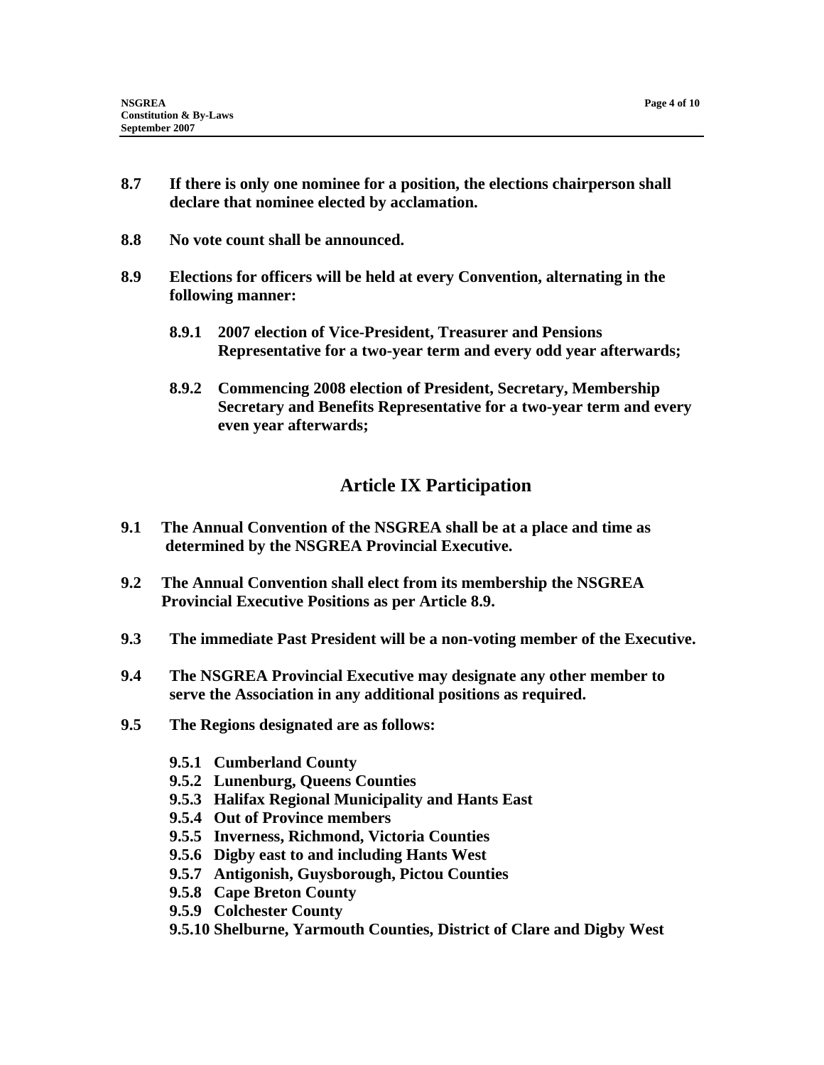**8.7 If there is only one nominee for a position, the elections chairperson shall declare that nominee elected by acclamation.**

**8.8 No vote count shall be announced.**

**8.9 Elections for officers will be held at every Convention, alternating in the following manner:**

- **8.9.1 2007 election of Vice-President, Treasurer and Pensions Representative for a two-year term and every odd year afterwards;**
- **8.9.2 Commencing 2008 election of President, Secretary, Membership Secretary and Benefits Representative for a two-year term and every even year afterwards;**

## Article IX Participation

**9.1 The Annual Convention of the NSGREA shall be at a place and time as determined by the NSGREA Provincial Executive.**

**9.2 The Annual Convention shall elect from its membership the NSGREA Provincial Executive Positions as per Article 8.9.**

**9.3 The immediate Past President will be a non-voting member of the Executive.**

**9.4 The NSGREA Provincial Executive may designate any other member to serve the Association in any additional positions as required.**

**9.5 The Regions designated are as follows:**

- **9.5.1 Cumberland County**
- **9.5.2 Lunenburg, Queens Counties**
- **9.5.3 Halifax Regional Municipality and Hants East**
- **9.5.4 Out of Province members**
- **9.5.5 Inverness, Richmond, Victoria Counties**
- **9.5.6 Digby east to and including Hants West**
- **9.5.7 Antigonish, Guysborough, Pictou Counties**
- **9.5.8 Cape Breton County**
- **9.5.9 Colchester County**
- **9.5.10 Shelburne, Yarmouth Counties, District of Clare and Digby West**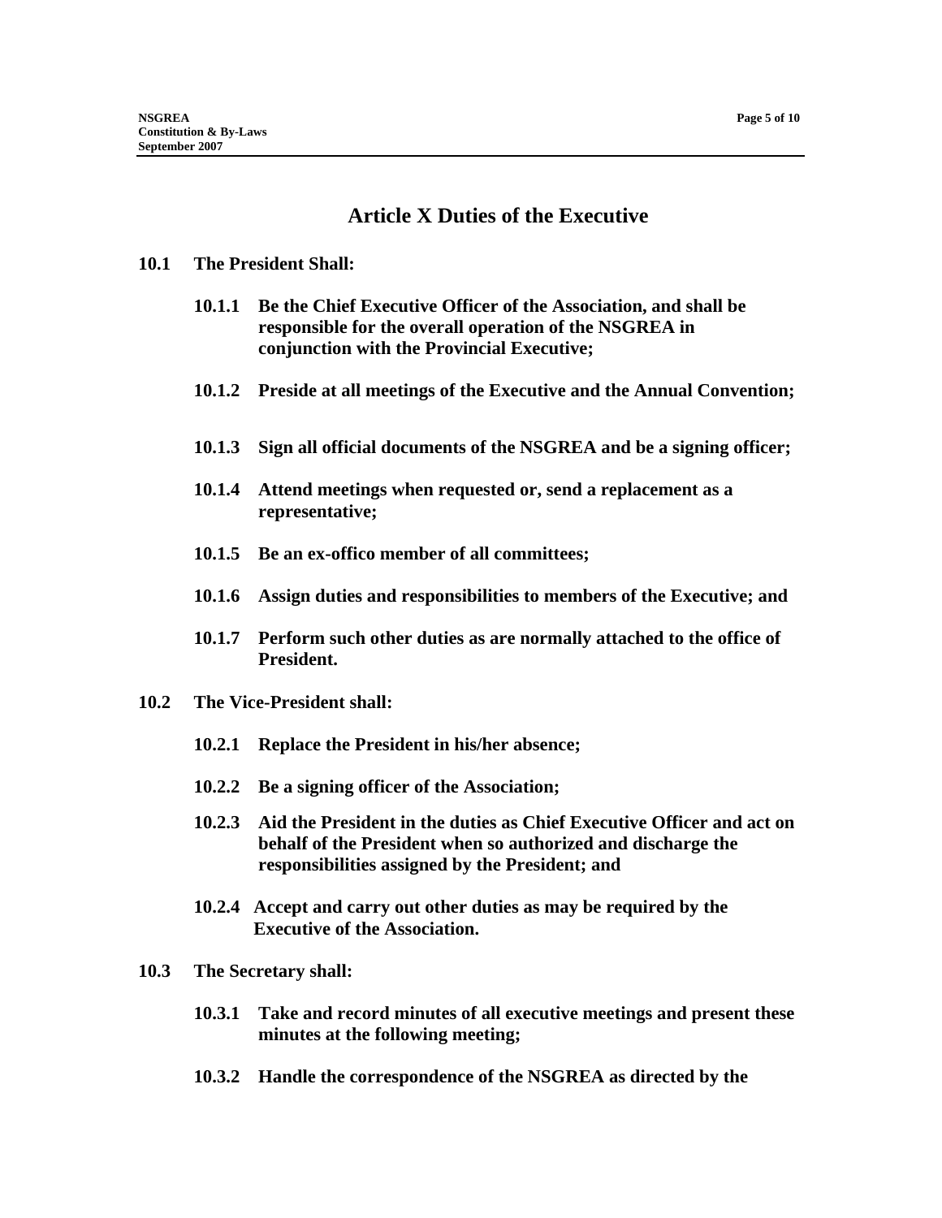# Article X Duties of the Executive

**10.1 The President Shall:**

**10.1.1 Be the Chief Executive Officer of the Association, and shall be responsible for the overall operation of the NSGREA in conjunction with the Provincial Executive;**

**10.1.2 Preside at all meetings of the Executive and the Annual Convention;**

**10.1.3 Sign all official documents of the NSGREA and be a signing officer;**

**10.1.4 Attend meetings when requested or, send a replacement as a representative;**

**10.1.5 Be an ex-offico member of all committees;**

**10.1.6 Assign duties and responsibilities to members of the Executive; and**

**10.1.7 Perform such other duties as are normally attached to the office of President.**

**10.2 The Vice-President shall:**

**10.2.1 Replace the President in his/her absence;**

**10.2.2 Be a signing officer of the Association;**

**10.2.3 Aid the President in the duties as Chief Executive Officer and act on behalf of the President when so authorized and discharge the responsibilities assigned by the President; and**

**10.2.4 Accept and carry out other duties as may be required by the Executive of the Association.**

**10.3 The Secretary shall:**

**10.3.1 Take and record minutes of all executive meetings and present these minutes at the following meeting;**

**10.3.2 Handle the correspondence of the NSGREA as directed by the**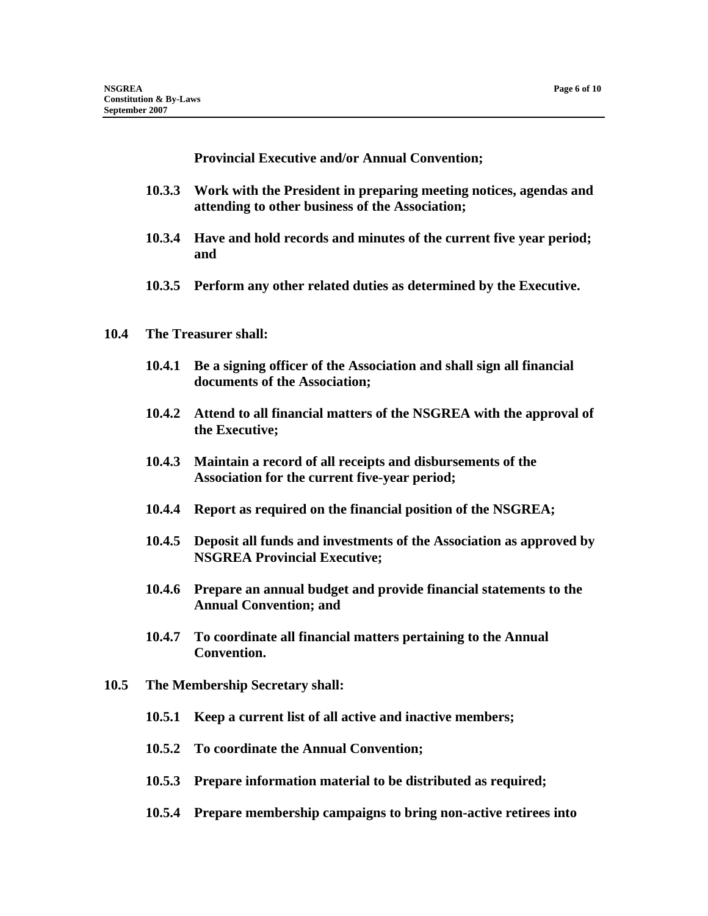**Provincial Executive and/or Annual Convention;**

**10.3.3 Work with the President in preparing meeting notices, agendas and attending to other business of the Association;**

**10.3.4 Have and hold records and minutes of the current five year period; and**

**10.3.5 Perform any other related duties as determined by the Executive.**

**10.4 The Treasurer shall:**

**10.4.1 Be a signing officer of the Association and shall sign all financial documents of the Association;**

**10.4.2 Attend to all financial matters of the NSGREA with the approval of the Executive;**

**10.4.3 Maintain a record of all receipts and disbursements of the Association for the current five-year period;**

**10.4.4 Report as required on the financial position of the NSGREA;**

**10.4.5 Deposit all funds and investments of the Association as approved by NSGREA Provincial Executive;**

**10.4.6 Prepare an annual budget and provide financial statements to the Annual Convention; and**

**10.4.7 To coordinate all financial matters pertaining to the Annual Convention.**

**10.5 The Membership Secretary shall:**

**10.5.1 Keep a current list of all active and inactive members;**

**10.5.2 To coordinate the Annual Convention;**

**10.5.3 Prepare information material to be distributed as required;**

**10.5.4 Prepare membership campaigns to bring non-active retirees into**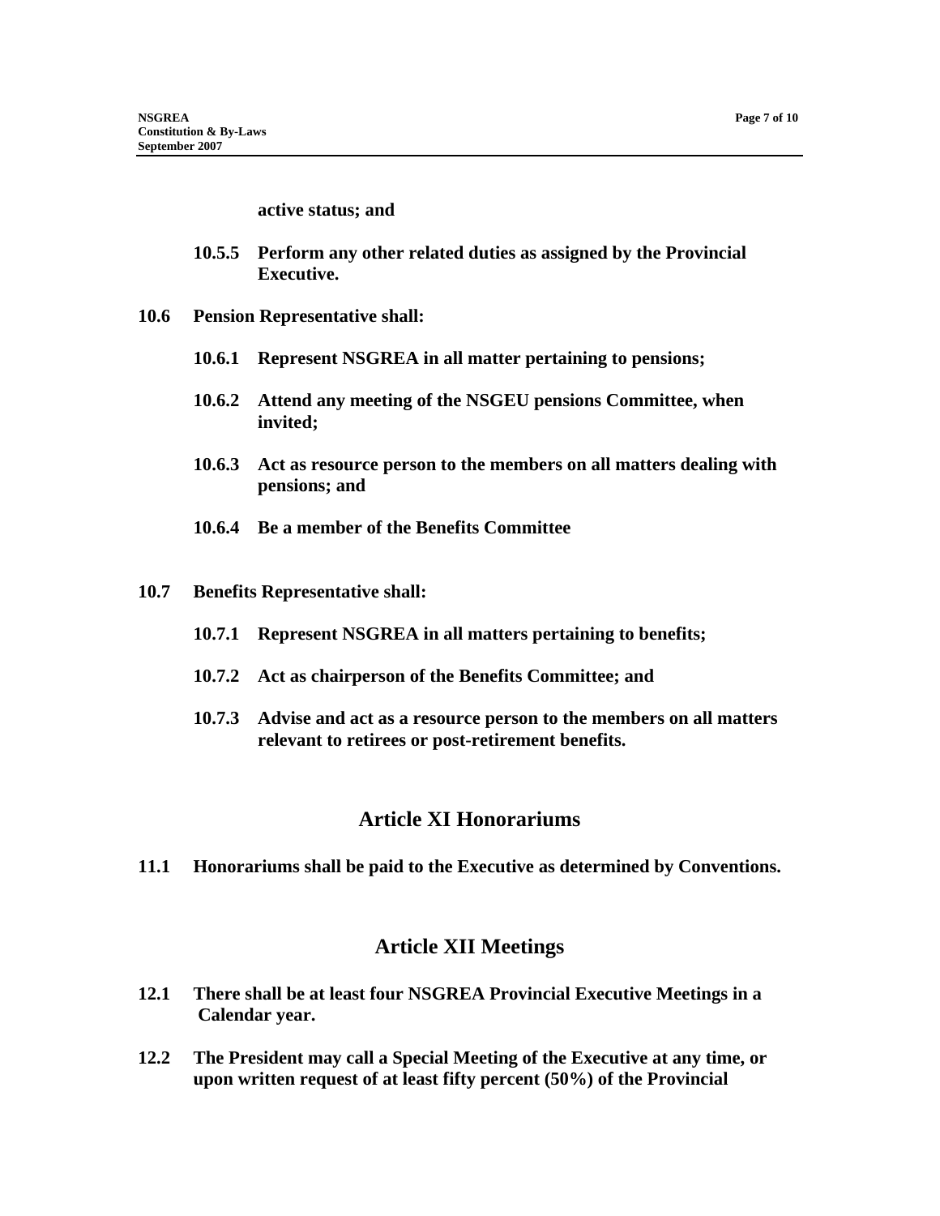**active status; and**

**10.5.5 Perform any other related duties as assigned by the Provincial Executive.**

**10.6 Pension Representative shall:**

**10.6.1 Represent NSGREA in all matter pertaining to pensions;**

**10.6.2 Attend any meeting of the NSGEU pensions Committee, when invited;**

**10.6.3 Act as resource person to the members on all matters dealing with pensions; and**

**10.6.4 Be a member of the Benefits Committee**

**10.7 Benefits Representative shall:**

**10.7.1 Represent NSGREA in all matters pertaining to benefits;**

**10.7.2 Act as chairperson of the Benefits Committee; and**

**10.7.3 Advise and act as a resource person to the members on all matters relevant to retirees or post-retirement benefits.**

## Article XI Honorariums

**11.1 Honorariums shall be paid to the Executive as determined by Conventions.**

## Article XII Meetings

**12.1 There shall be at least four NSGREA Provincial Executive Meetings in a Calendar year.**

**12.2 The President may call a Special Meeting of the Executive at any time, or upon written request of at least fifty percent (50%) of the Provincial**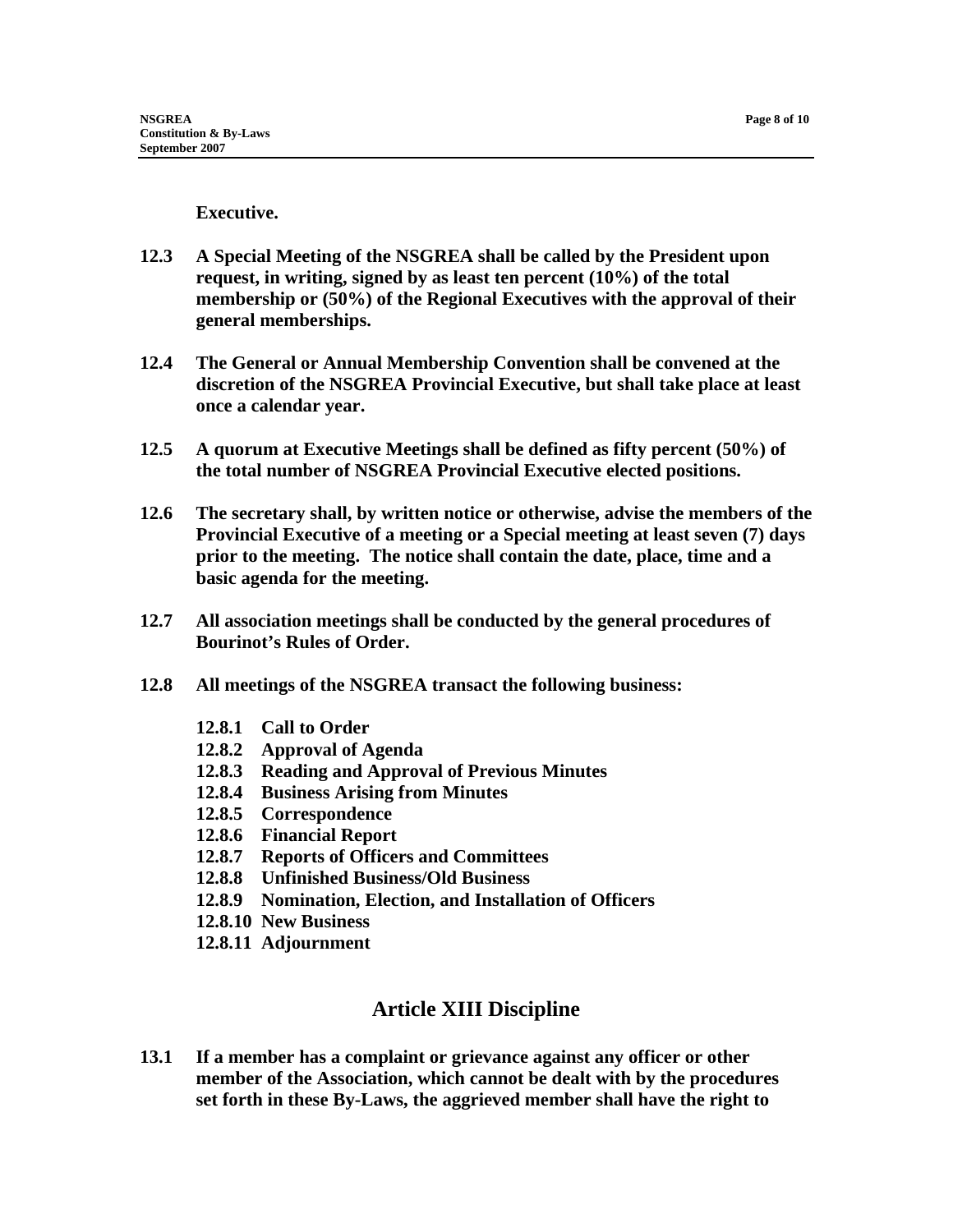**Executive.**

**12.3 A Special Meeting of the NSGREA shall be called by the President upon request, in writing, signed by as least ten percent (10%) of the total membership or (50%) of the Regional Executives with the approval of their general memberships.**

**12.4 The General or Annual Membership Convention shall be convened at the discretion of the NSGREA Provincial Executive, but shall take place at least once a calendar year.**

**12.5 A quorum at Executive Meetings shall be defined as fifty percent (50%) of the total number of NSGREA Provincial Executive elected positions.**

**12.6 The secretary shall, by written notice or otherwise, advise the members of the Provincial Executive of a meeting or a Special meeting at least seven (7) days prior to the meeting. The notice shall contain the date, place, time and a basic agenda for the meeting.**

**12.7 All association meetings shall be conducted by the general procedures of Bourinot's Rules of Order.**

**12.8 All meetings of the NSGREA transact the following business:**

- **12.8.1 Call to Order**
- **12.8.2 Approval of Agenda**
- **12.8.3 Reading and Approval of Previous Minutes**
- **12.8.4 Business Arising from Minutes**
- **12.8.5 Correspondence**
- **12.8.6 Financial Report**
- **12.8.7 Reports of Officers and Committees**
- **12.8.8 Unfinished Business/Old Business**
- **12.8.9 Nomination, Election, and Installation of Officers**
- **12.8.10 New Business**
- **12.8.11 Adjournment**

## Article XIII Discipline

**13.1 If a member has a complaint or grievance against any officer or other member of the Association, which cannot be dealt with by the procedures set forth in these By-Laws, the aggrieved member shall have the right to**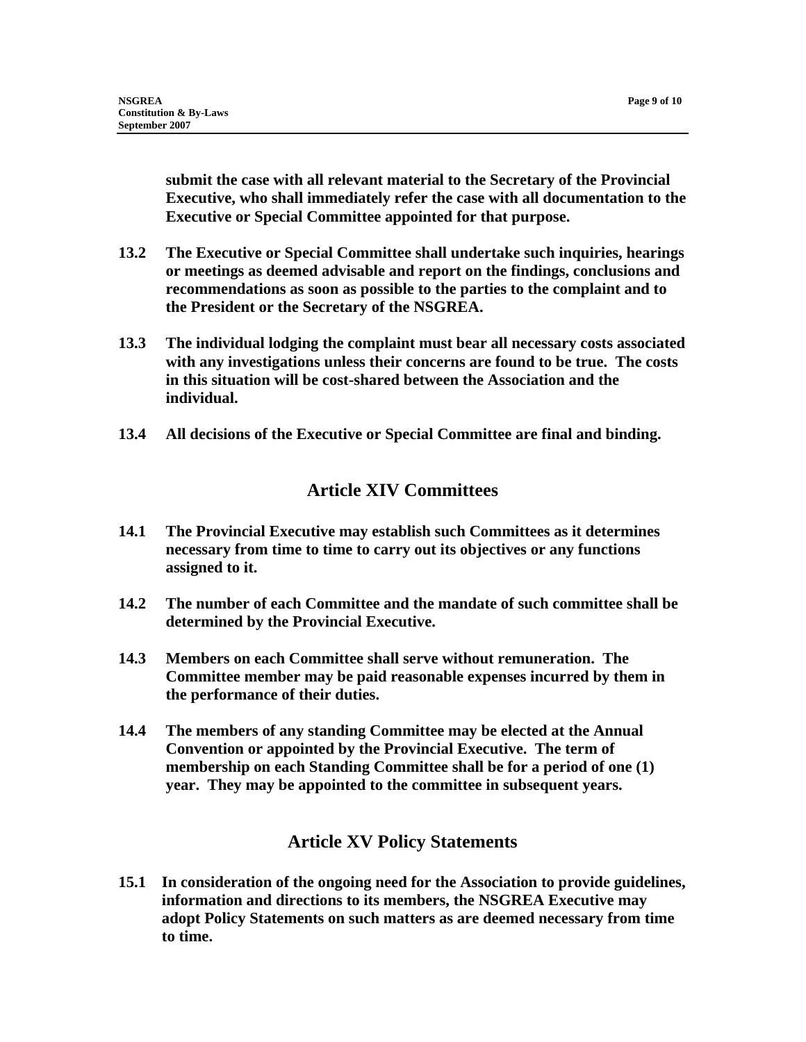**submit the case with all relevant material to the Secretary of the Provincial Executive, who shall immediately refer the case with all documentation to the Executive or Special Committee appointed for that purpose.**

**13.2 The Executive or Special Committee shall undertake such inquiries, hearings or meetings as deemed advisable and report on the findings, conclusions and recommendations as soon as possible to the parties to the complaint and to the President or the Secretary of the NSGREA.**

**13.3 The individual lodging the complaint must bear all necessary costs associated with any investigations unless their concerns are found to be true. The costs in this situation will be cost-shared between the Association and the individual.**

**13.4 All decisions of the Executive or Special Committee are final and binding.**

## Article XIV Committees

**14.1 The Provincial Executive may establish such Committees as it determines necessary from time to time to carry out its objectives or any functions assigned to it.**

**14.2 The number of each Committee and the mandate of such committee shall be determined by the Provincial Executive.**

**14.3 Members on each Committee shall serve without remuneration. The Committee member may be paid reasonable expenses incurred by them in the performance of their duties.**

**14.4 The members of any standing Committee may be elected at the Annual Convention or appointed by the Provincial Executive. The term of membership on each Standing Committee shall be for a period of one (1) year. They may be appointed to the committee in subsequent years.**

## Article XV Policy Statements

**15.1 In consideration of the ongoing need for the Association to provide guidelines, information and directions to its members, the NSGREA Executive may adopt Policy Statements on such matters as are deemed necessary from time to time.**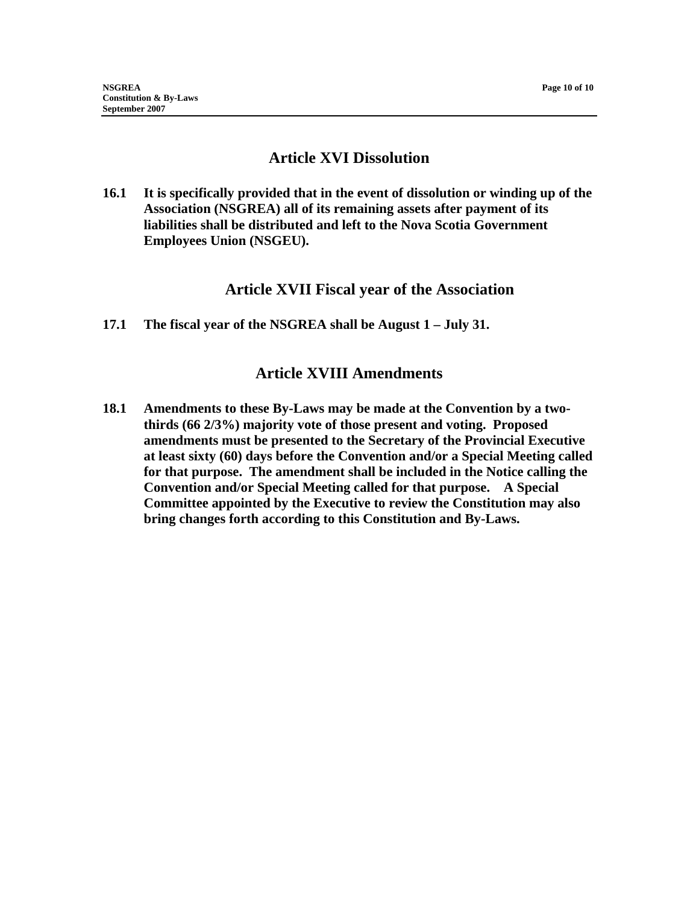## Article XVI Dissolution

**16.1 It is specifically provided that in the event of dissolution or winding up of the Association (NSGREA) all of its remaining assets after payment of its liabilities shall be distributed and left to the Nova Scotia Government Employees Union (NSGEU).**

## Article XVII Fiscal year of the Association

**17.1 The fiscal year of the NSGREA shall be August 1 – July 31.**

## Article XVIII Amendments

**18.1 Amendments to these By-Laws may be made at the Convention by a two-thirds (66 2/3%) majority vote of those present and voting. Proposed amendments must be presented to the Secretary of the Provincial Executive at least sixty (60) days before the Convention and/or a Special Meeting called for that purpose. The amendment shall be included in the Notice calling the Convention and/or Special Meeting called for that purpose. A Special Committee appointed by the Executive to review the Constitution may also bring changes forth according to this Constitution and By-Laws.**